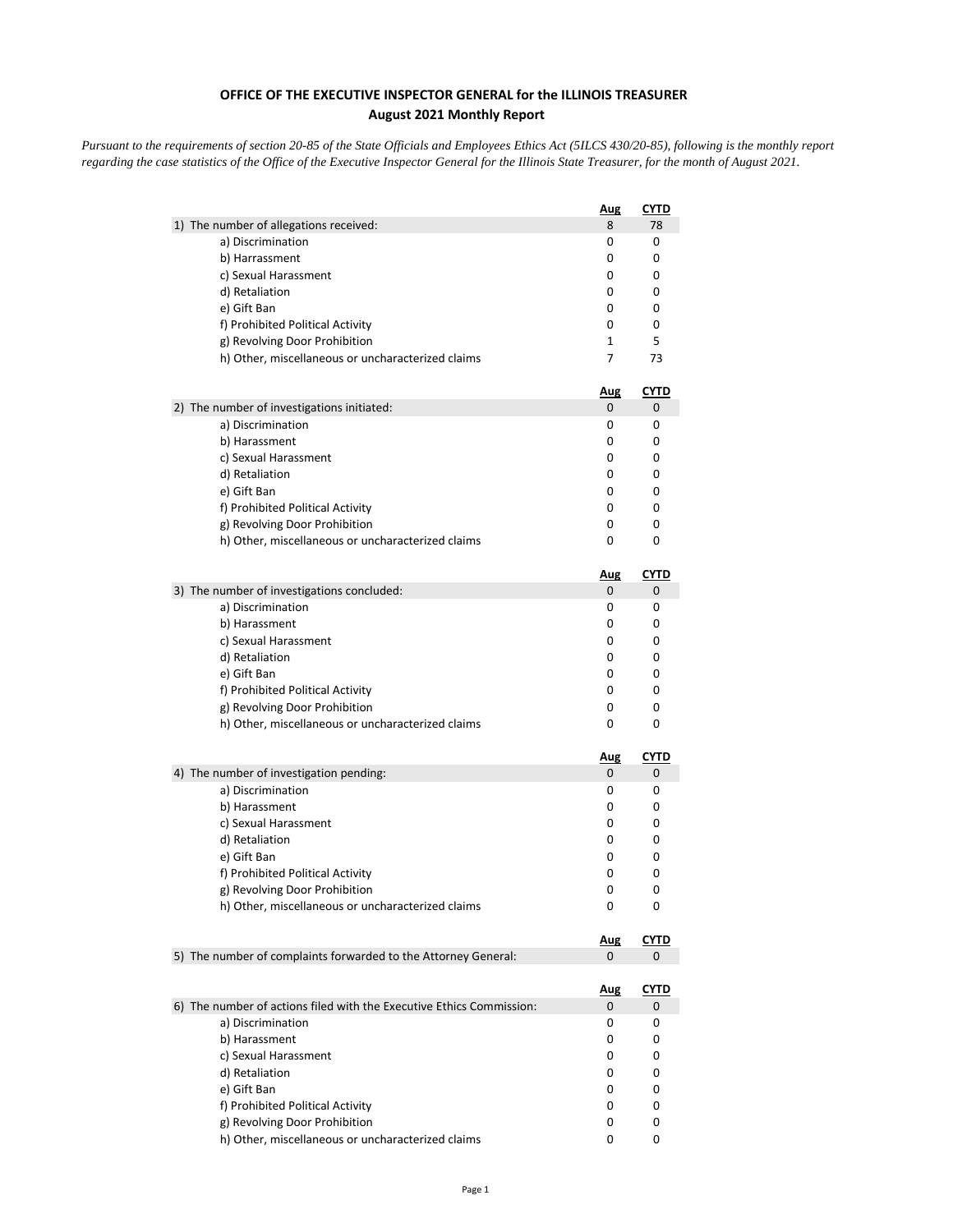# OFFICE OF THE EXECUTIVE INSPECTOR GENERAL for the ILLINOIS TREASURER
## August 2021 Monthly Report

*Pursuant to the requirements of section 20-85 of the State Officials and Employees Ethics Act (5ILCS 430/20-85), following is the monthly report regarding the case statistics of the Office of the Executive Inspector General for the Illinois State Treasurer, for the month of August 2021.*

| | Aug | CYTD |
|---|---|---|
| 1) The number of allegations received: | 8 | 78 |
| a) Discrimination | 0 | 0 |
| b) Harrassment | 0 | 0 |
| c) Sexual Harassment | 0 | 0 |
| d) Retaliation | 0 | 0 |
| e) Gift Ban | 0 | 0 |
| f) Prohibited Political Activity | 0 | 0 |
| g) Revolving Door Prohibition | 1 | 5 |
| h) Other, miscellaneous or uncharacterized claims | 7 | 73 |

| | Aug | CYTD |
|---|---|---|
| 2) The number of investigations initiated: | 0 | 0 |
| a) Discrimination | 0 | 0 |
| b) Harassment | 0 | 0 |
| c) Sexual Harassment | 0 | 0 |
| d) Retaliation | 0 | 0 |
| e) Gift Ban | 0 | 0 |
| f) Prohibited Political Activity | 0 | 0 |
| g) Revolving Door Prohibition | 0 | 0 |
| h) Other, miscellaneous or uncharacterized claims | 0 | 0 |

| | Aug | CYTD |
|---|---|---|
| 3) The number of investigations concluded: | 0 | 0 |
| a) Discrimination | 0 | 0 |
| b) Harassment | 0 | 0 |
| c) Sexual Harassment | 0 | 0 |
| d) Retaliation | 0 | 0 |
| e) Gift Ban | 0 | 0 |
| f) Prohibited Political Activity | 0 | 0 |
| g) Revolving Door Prohibition | 0 | 0 |
| h) Other, miscellaneous or uncharacterized claims | 0 | 0 |

| | Aug | CYTD |
|---|---|---|
| 4) The number of investigation pending: | 0 | 0 |
| a) Discrimination | 0 | 0 |
| b) Harassment | 0 | 0 |
| c) Sexual Harassment | 0 | 0 |
| d) Retaliation | 0 | 0 |
| e) Gift Ban | 0 | 0 |
| f) Prohibited Political Activity | 0 | 0 |
| g) Revolving Door Prohibition | 0 | 0 |
| h) Other, miscellaneous or uncharacterized claims | 0 | 0 |

| | Aug | CYTD |
|---|---|---|
| 5) The number of complaints forwarded to the Attorney General: | 0 | 0 |

| | Aug | CYTD |
|---|---|---|
| 6) The number of actions filed with the Executive Ethics Commission: | 0 | 0 |
| a) Discrimination | 0 | 0 |
| b) Harassment | 0 | 0 |
| c) Sexual Harassment | 0 | 0 |
| d) Retaliation | 0 | 0 |
| e) Gift Ban | 0 | 0 |
| f) Prohibited Political Activity | 0 | 0 |
| g) Revolving Door Prohibition | 0 | 0 |
| h) Other, miscellaneous or uncharacterized claims | 0 | 0 |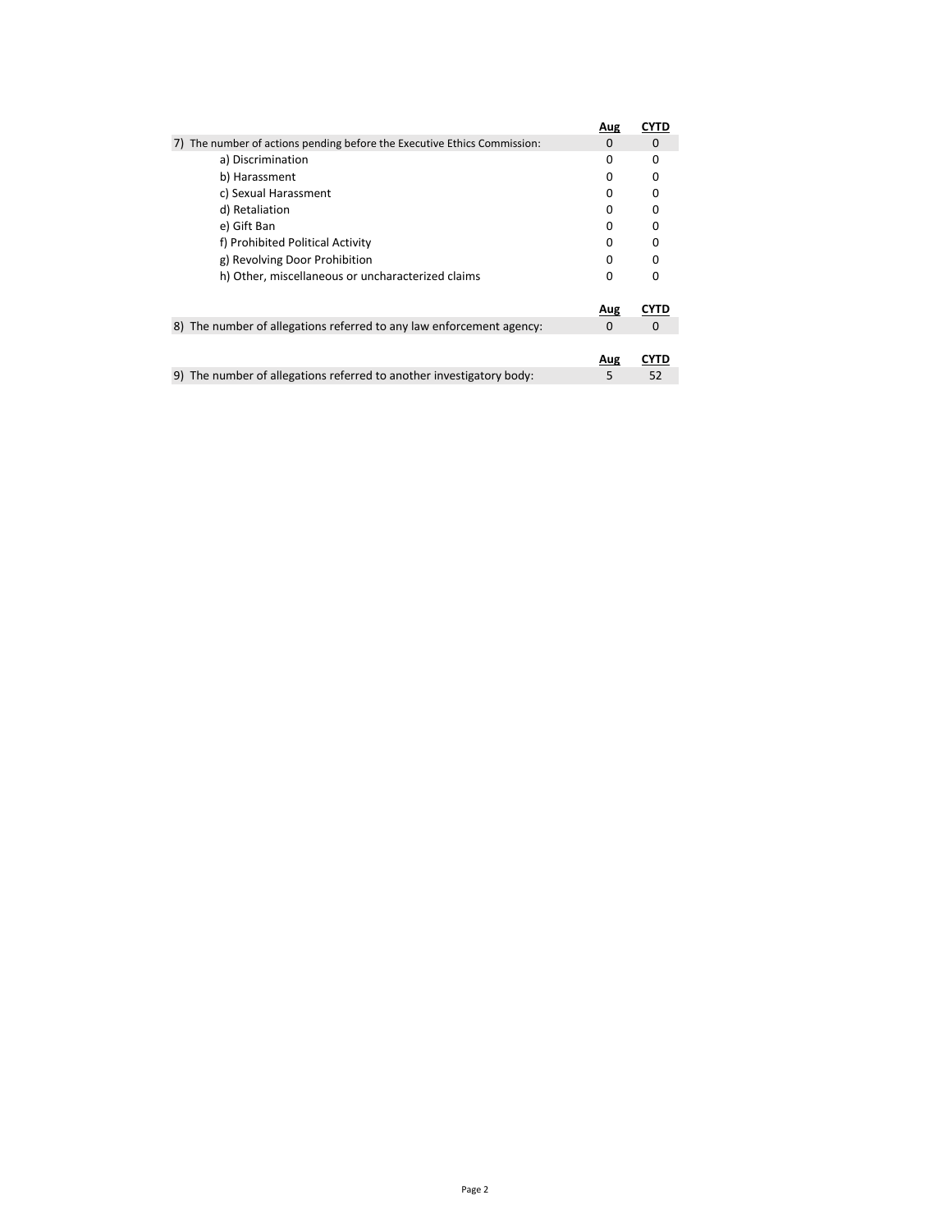| | Aug | CYTD |
|---|---|---|
| 7) The number of actions pending before the Executive Ethics Commission: | 0 | 0 |
| a) Discrimination | 0 | 0 |
| b) Harassment | 0 | 0 |
| c) Sexual Harassment | 0 | 0 |
| d) Retaliation | 0 | 0 |
| e) Gift Ban | 0 | 0 |
| f) Prohibited Political Activity | 0 | 0 |
| g) Revolving Door Prohibition | 0 | 0 |
| h) Other, miscellaneous or uncharacterized claims | 0 | 0 |

| | Aug | CYTD |
|---|---|---|
| 8) The number of allegations referred to any law enforcement agency: | 0 | 0 |

| | Aug | CYTD |
|---|---|---|
| 9) The number of allegations referred to another investigatory body: | 5 | 52 |